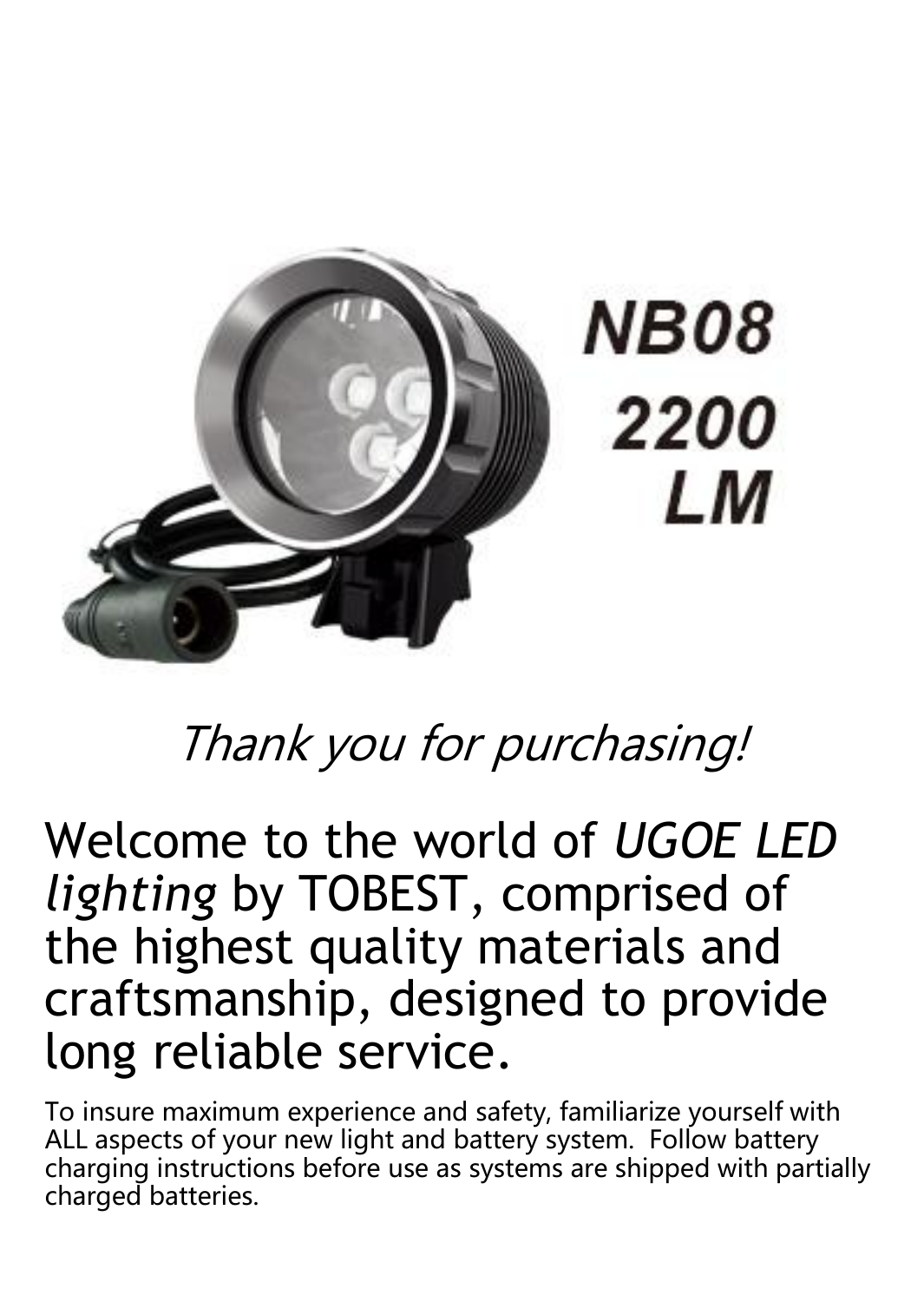NB08
2200
LM

*Thank you for purchasing!*

# Welcome to the world of *UGOE LED lighting* by TOBEST, comprised of the highest quality materials and craftsmanship, designed to provide long reliable service.

To insure maximum experience and safety, familiarize yourself with ALL aspects of your new light and battery system. Follow battery charging instructions before use as systems are shipped with partially charged batteries.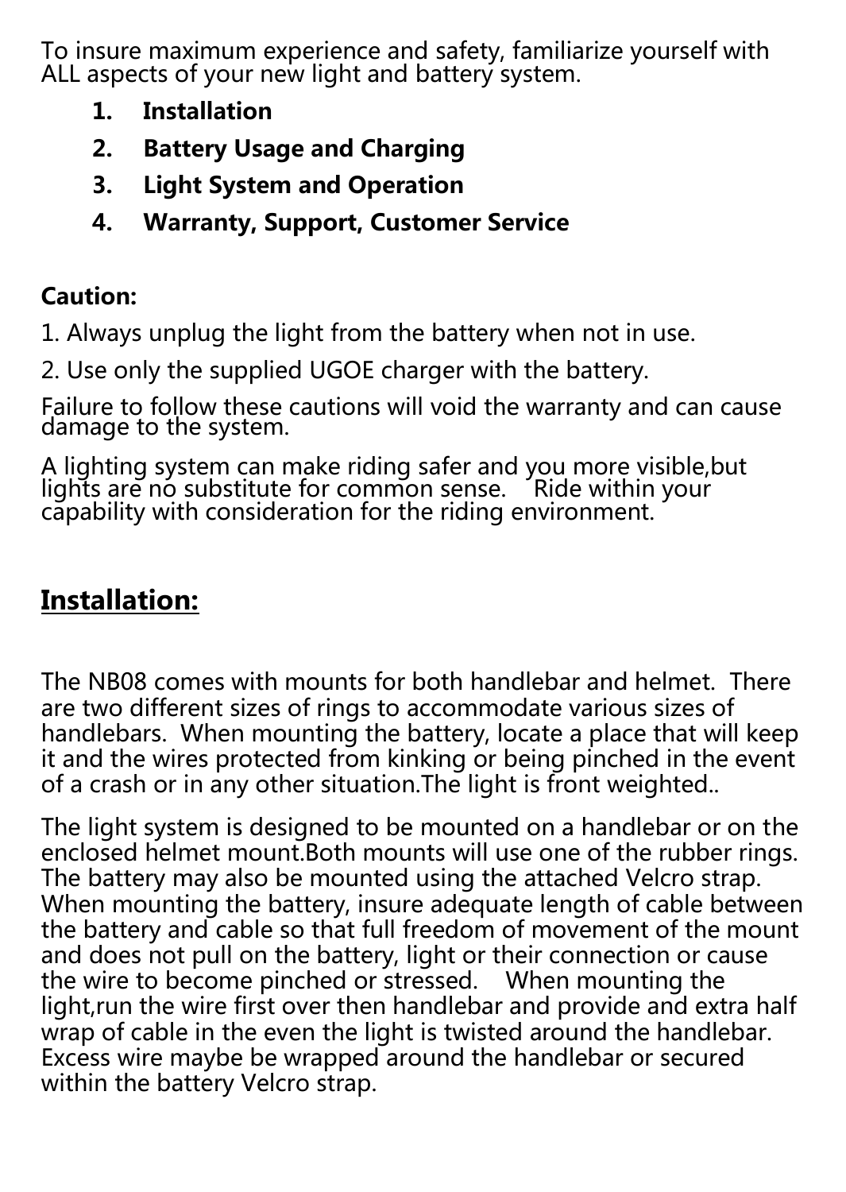To insure maximum experience and safety, familiarize yourself with ALL aspects of your new light and battery system.

1. **Installation**
2. **Battery Usage and Charging**
3. **Light System and Operation**
4. **Warranty, Support, Customer Service**

**Caution:**

1. Always unplug the light from the battery when not in use.

2. Use only the supplied UGOE charger with the battery.

Failure to follow these cautions will void the warranty and can cause damage to the system.

A lighting system can make riding safer and you more visible,but lights are no substitute for common sense. Ride within your capability with consideration for the riding environment.

## Installation:

The NB08 comes with mounts for both handlebar and helmet. There are two different sizes of rings to accommodate various sizes of handlebars. When mounting the battery, locate a place that will keep it and the wires protected from kinking or being pinched in the event of a crash or in any other situation.The light is front weighted..

The light system is designed to be mounted on a handlebar or on the enclosed helmet mount.Both mounts will use one of the rubber rings. The battery may also be mounted using the attached Velcro strap. When mounting the battery, insure adequate length of cable between the battery and cable so that full freedom of movement of the mount and does not pull on the battery, light or their connection or cause the wire to become pinched or stressed. When mounting the light,run the wire first over then handlebar and provide and extra half wrap of cable in the even the light is twisted around the handlebar. Excess wire maybe be wrapped around the handlebar or secured within the battery Velcro strap.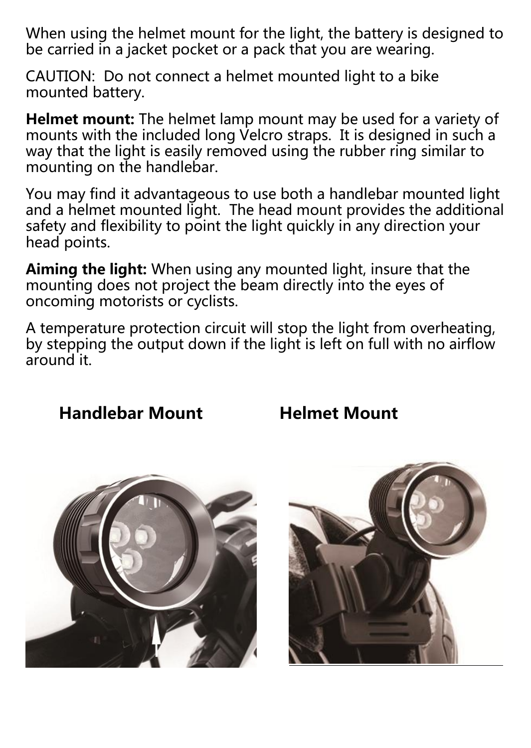When using the helmet mount for the light, the battery is designed to be carried in a jacket pocket or a pack that you are wearing.

CAUTION: Do not connect a helmet mounted light to a bike mounted battery.

**Helmet mount:** The helmet lamp mount may be used for a variety of mounts with the included long Velcro straps. It is designed in such a way that the light is easily removed using the rubber ring similar to mounting on the handlebar.

You may find it advantageous to use both a handlebar mounted light and a helmet mounted light. The head mount provides the additional safety and flexibility to point the light quickly in any direction your head points.

**Aiming the light:** When using any mounted light, insure that the mounting does not project the beam directly into the eyes of oncoming motorists or cyclists.

A temperature protection circuit will stop the light from overheating, by stepping the output down if the light is left on full with no airflow around it.

**Handlebar Mount**

**Helmet Mount**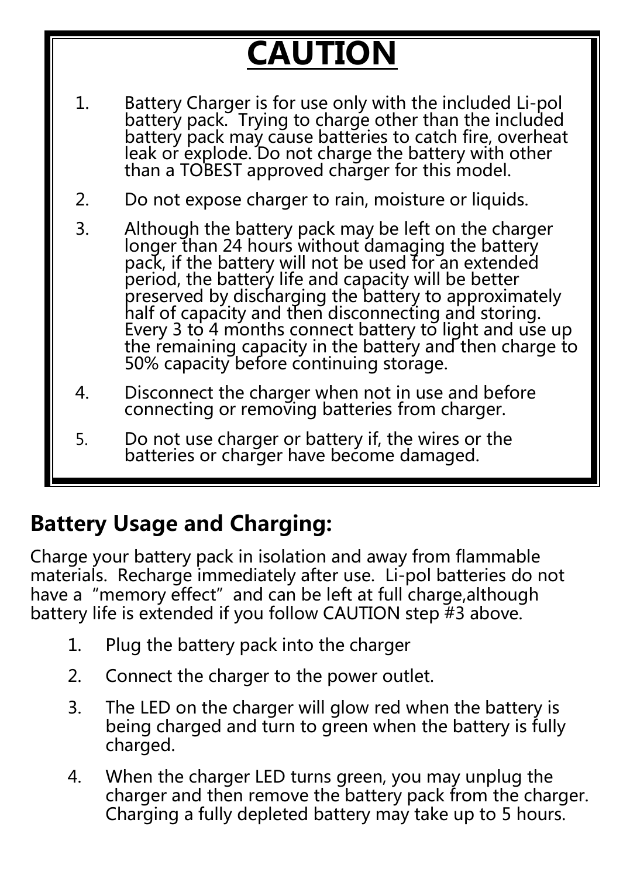# CAUTION

1. Battery Charger is for use only with the included Li-pol battery pack. Trying to charge other than the included battery pack may cause batteries to catch fire, overheat leak or explode. Do not charge the battery with other than a TOBEST approved charger for this model.
2. Do not expose charger to rain, moisture or liquids.
3. Although the battery pack may be left on the charger longer than 24 hours without damaging the battery pack, if the battery will not be used for an extended period, the battery life and capacity will be better preserved by discharging the battery to approximately half of capacity and then disconnecting and storing. Every 3 to 4 months connect battery to light and use up the remaining capacity in the battery and then charge to 50% capacity before continuing storage.
4. Disconnect the charger when not in use and before connecting or removing batteries from charger.
5. Do not use charger or battery if, the wires or the batteries or charger have become damaged.

## Battery Usage and Charging:

Charge your battery pack in isolation and away from flammable materials. Recharge immediately after use. Li-pol batteries do not have a "memory effect" and can be left at full charge,although battery life is extended if you follow CAUTION step #3 above.

1. Plug the battery pack into the charger
2. Connect the charger to the power outlet.
3. The LED on the charger will glow red when the battery is being charged and turn to green when the battery is fully charged.
4. When the charger LED turns green, you may unplug the charger and then remove the battery pack from the charger. Charging a fully depleted battery may take up to 5 hours.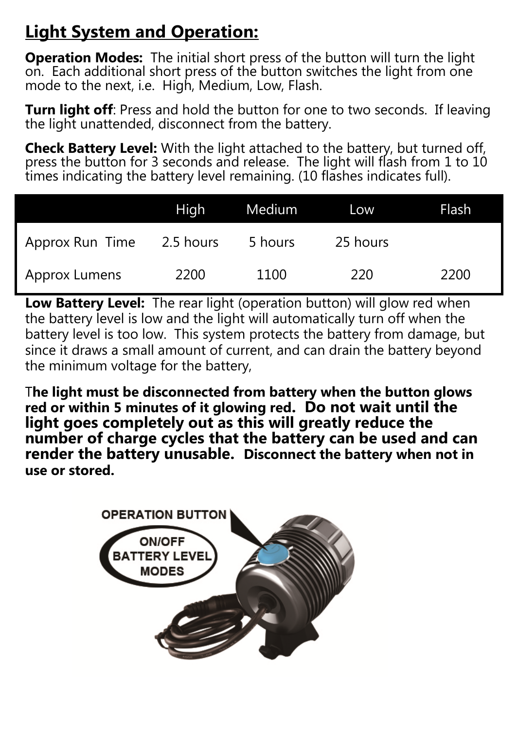## Light System and Operation:

**Operation Modes:** The initial short press of the button will turn the light on. Each additional short press of the button switches the light from one mode to the next, i.e. High, Medium, Low, Flash.

**Turn light off**: Press and hold the button for one to two seconds. If leaving the light unattended, disconnect from the battery.

**Check Battery Level:** With the light attached to the battery, but turned off, press the button for 3 seconds and release. The light will flash from 1 to 10 times indicating the battery level remaining. (10 flashes indicates full).

| | High | Medium | Low | Flash |
|---|---|---|---|---|
| Approx Run Time | 2.5 hours | 5 hours | 25 hours | |
| Approx Lumens | 2200 | 1100 | 220 | 2200 |

**Low Battery Level:** The rear light (operation button) will glow red when the battery level is low and the light will automatically turn off when the battery level is too low. This system protects the battery from damage, but since it draws a small amount of current, and can drain the battery beyond the minimum voltage for the battery,

**The light must be disconnected from battery when the button glows red or within 5 minutes of it glowing red. Do not wait until the light goes completely out as this will greatly reduce the number of charge cycles that the battery can be used and can render the battery unusable. Disconnect the battery when not in use or stored.**

OPERATION BUTTON

ON/OFF
BATTERY LEVEL
MODES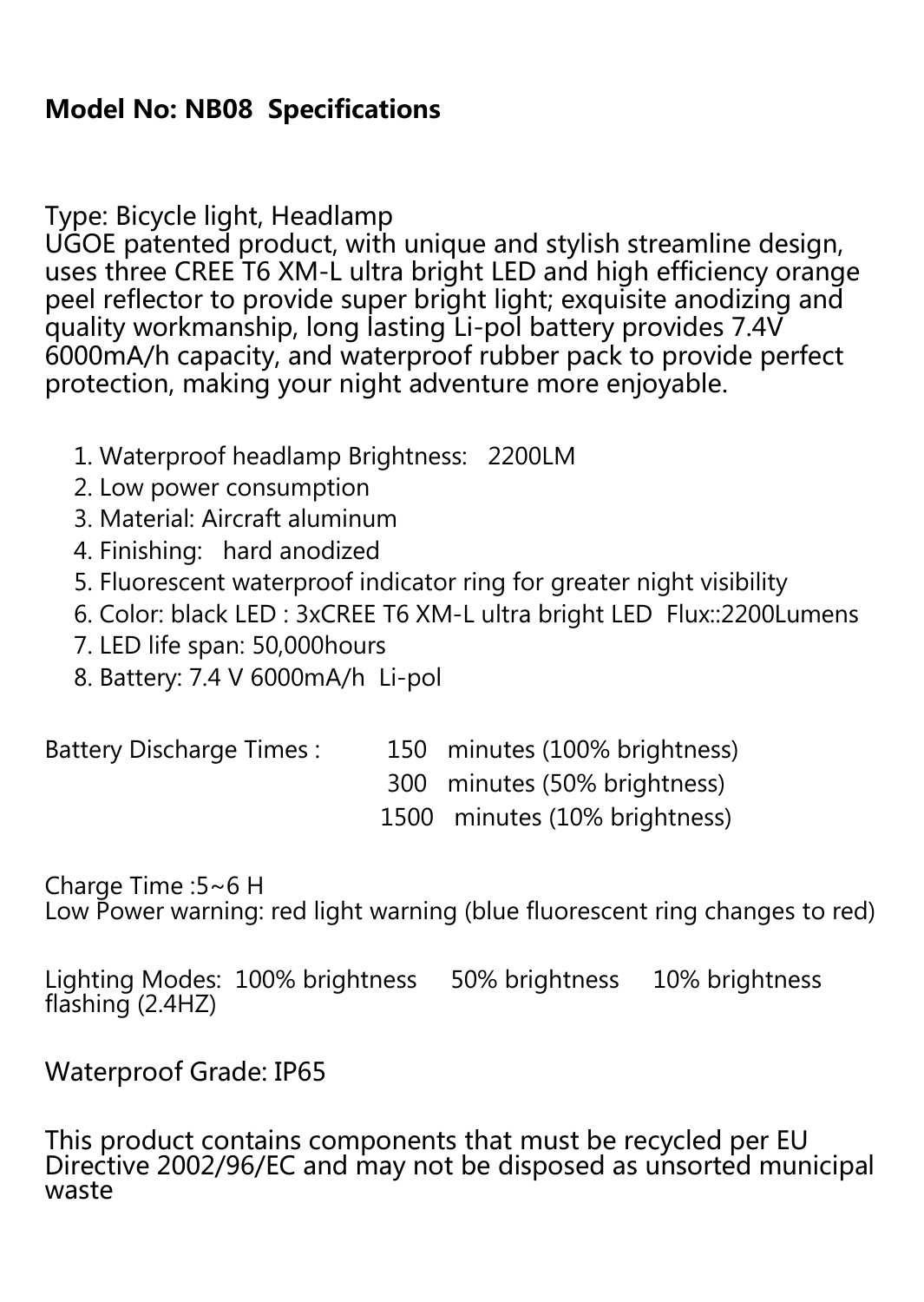**Model No: NB08 Specifications**

Type: Bicycle light, Headlamp
UGOE patented product, with unique and stylish streamline design, uses three CREE T6 XM-L ultra bright LED and high efficiency orange peel reflector to provide super bright light; exquisite anodizing and quality workmanship, long lasting Li-pol battery provides 7.4V 6000mA/h capacity, and waterproof rubber pack to provide perfect protection, making your night adventure more enjoyable.

1. Waterproof headlamp Brightness: 2200LM
2. Low power consumption
3. Material: Aircraft aluminum
4. Finishing: hard anodized
5. Fluorescent waterproof indicator ring for greater night visibility
6. Color: black LED : 3xCREE T6 XM-L ultra bright LED Flux::2200Lumens
7. LED life span: 50,000hours
8. Battery: 7.4 V 6000mA/h Li-pol

Battery Discharge Times : 150 minutes (100% brightness)
300 minutes (50% brightness)
1500 minutes (10% brightness)

Charge Time :5~6 H
Low Power warning: red light warning (blue fluorescent ring changes to red)

Lighting Modes: 100% brightness 50% brightness 10% brightness flashing (2.4HZ)

Waterproof Grade: IP65

This product contains components that must be recycled per EU Directive 2002/96/EC and may not be disposed as unsorted municipal waste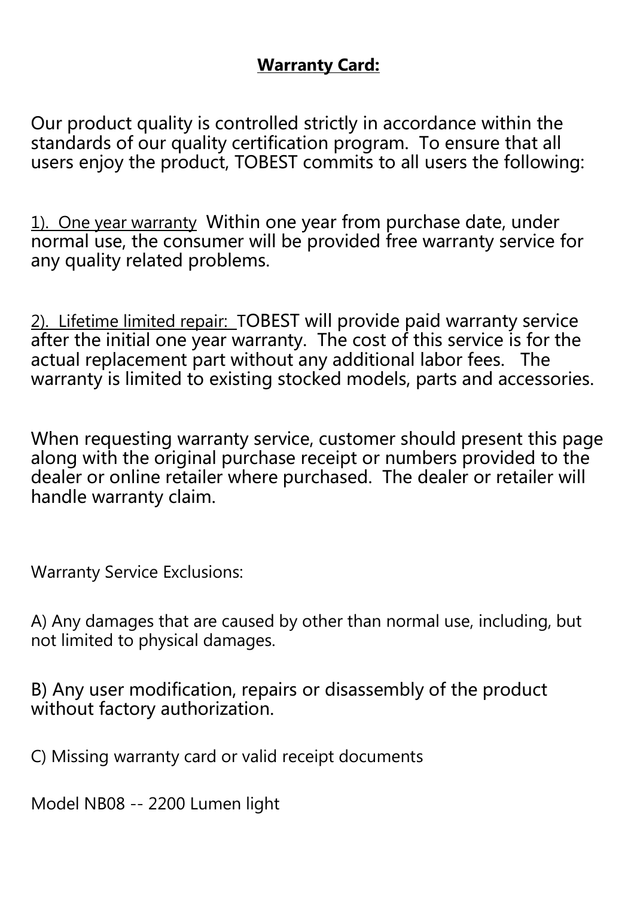## **Warranty Card:**

Our product quality is controlled strictly in accordance within the standards of our quality certification program. To ensure that all users enjoy the product, TOBEST commits to all users the following:

1). One year warranty Within one year from purchase date, under normal use, the consumer will be provided free warranty service for any quality related problems.

2). Lifetime limited repair: TOBEST will provide paid warranty service after the initial one year warranty. The cost of this service is for the actual replacement part without any additional labor fees. The warranty is limited to existing stocked models, parts and accessories.

When requesting warranty service, customer should present this page along with the original purchase receipt or numbers provided to the dealer or online retailer where purchased. The dealer or retailer will handle warranty claim.

Warranty Service Exclusions:

A) Any damages that are caused by other than normal use, including, but not limited to physical damages.

B) Any user modification, repairs or disassembly of the product without factory authorization.

C) Missing warranty card or valid receipt documents

Model NB08 -- 2200 Lumen light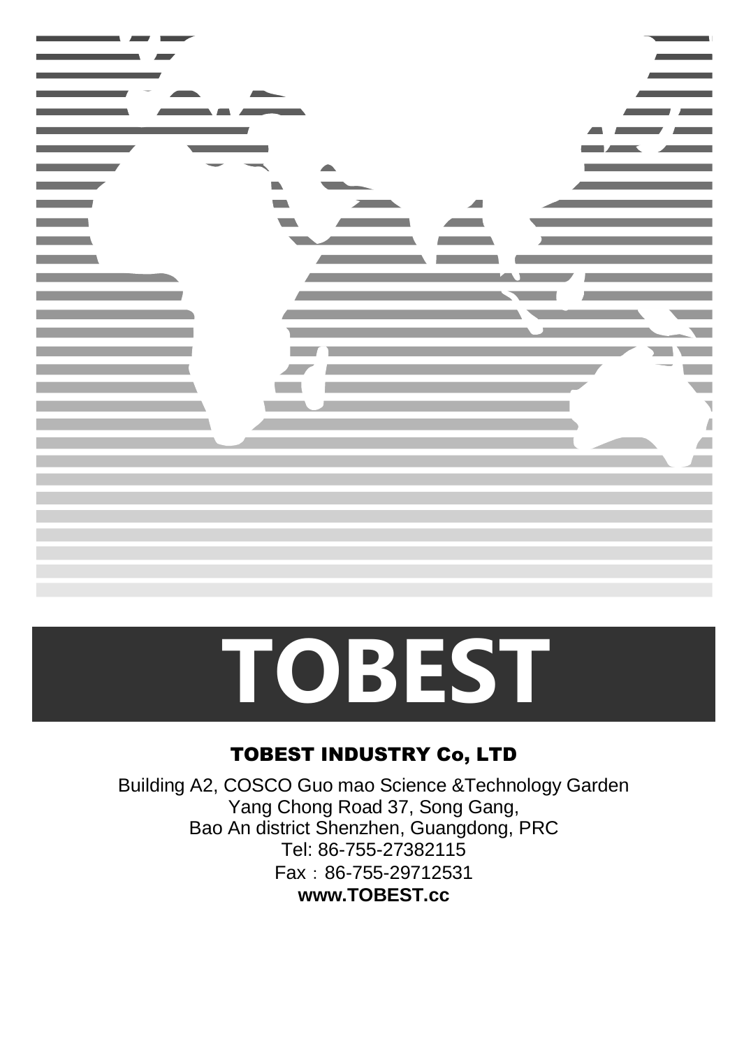# TOBEST

## TOBEST INDUSTRY Co, LTD

Building A2, COSCO Guo mao Science &Technology Garden
Yang Chong Road 37, Song Gang,
Bao An district Shenzhen, Guangdong, PRC
Tel: 86-755-27382115
Fax：86-755-29712531
**www.TOBEST.cc**